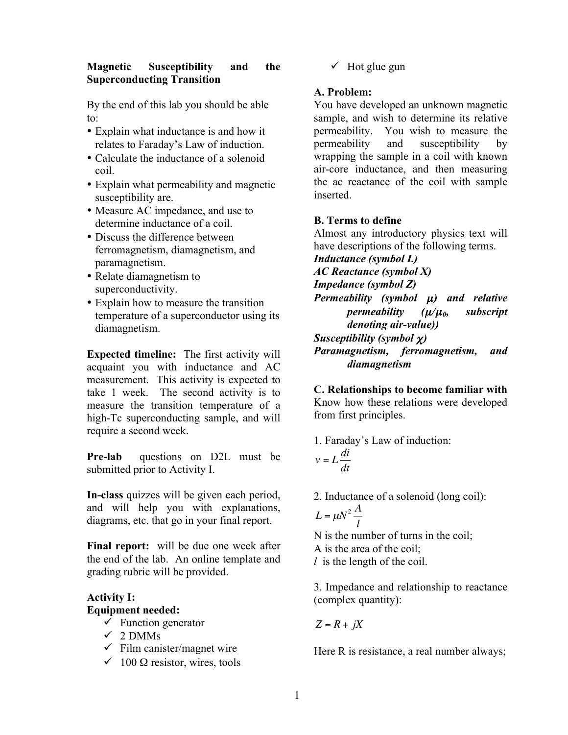# Magnetic Susceptibility and the Superconducting Transition

By the end of this lab you should be able to:

- Explain what inductance is and how it relates to Faraday's Law of induction.
- Calculate the inductance of a solenoid coil.
- Explain what permeability and magnetic susceptibility are.
- Measure AC impedance, and use to determine inductance of a coil.
- Discuss the difference between ferromagnetism, diamagnetism, and paramagnetism.
- Relate diamagnetism to superconductivity.
- Explain how to measure the transition temperature of a superconductor using its diamagnetism.

**Expected timeline:** The first activity will acquaint you with inductance and AC measurement. This activity is expected to take 1 week. The second activity is to measure the transition temperature of a high-Tc superconducting sample, and will require a second week.

**Pre-lab** questions on D2L must be submitted prior to Activity I.

**In-class** quizzes will be given each period, and will help you with explanations, diagrams, etc. that go in your final report.

**Final report:** will be due one week after the end of the lab. An online template and grading rubric will be provided.

## Activity I:

**Equipment needed:**

- ✓ Function generator
- ✓ 2 DMMs
- ✓ Film canister/magnet wire
- ✓ 100 Ω resistor, wires, tools
- ✓ Hot glue gun

### A. Problem:

You have developed an unknown magnetic sample, and wish to determine its relative permeability. You wish to measure the permeability and susceptibility by wrapping the sample in a coil with known air-core inductance, and then measuring the ac reactance of the coil with sample inserted.

### B. Terms to define

Almost any introductory physics text will have descriptions of the following terms.

***Inductance (symbol L)***

***AC Reactance (symbol X)***

***Impedance (symbol Z)***

***Permeability (symbol $\mu$) and relative permeability ($\mu/\mu_0$, subscript denoting air-value))***

***Susceptibility (symbol $\chi$)***

***Paramagnetism, ferromagnetism, and diamagnetism***

### C. Relationships to become familiar with

Know how these relations were developed from first principles.

1. Faraday's Law of induction:

$$v = L\frac{di}{dt}$$

2. Inductance of a solenoid (long coil):

$$L = \mu N^2 \frac{A}{l}$$

N is the number of turns in the coil;
A is the area of the coil;
$l$ is the length of the coil.

3. Impedance and relationship to reactance (complex quantity):

$$Z = R + jX$$

Here R is resistance, a real number always;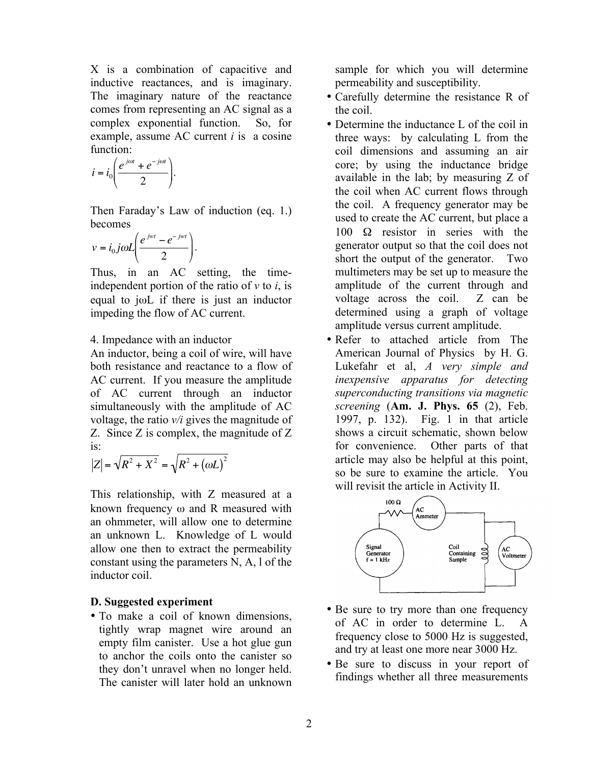X is a combination of capacitive and inductive reactances, and is imaginary. The imaginary nature of the reactance comes from representing an AC signal as a complex exponential function. So, for example, assume AC current $i$ is a cosine function:

$$i = i_0\left(\frac{e^{j\omega t} + e^{-j\omega t}}{2}\right).$$

Then Faraday's Law of induction (eq. 1.) becomes

$$v = i_0 j\omega L\left(\frac{e^{jwt} - e^{-jwt}}{2}\right).$$

Thus, in an AC setting, the time-independent portion of the ratio of $v$ to $i$, is equal to $j\omega L$ if there is just an inductor impeding the flow of AC current.

4. Impedance with an inductor

An inductor, being a coil of wire, will have both resistance and reactance to a flow of AC current. If you measure the amplitude of AC current through an inductor simultaneously with the amplitude of AC voltage, the ratio $v/i$ gives the magnitude of Z. Since Z is complex, the magnitude of Z is:

$$|Z| = \sqrt{R^2 + X^2} = \sqrt{R^2 + (\omega L)^2}$$

This relationship, with Z measured at a known frequency $\omega$ and R measured with an ohmmeter, will allow one to determine an unknown L. Knowledge of L would allow one then to extract the permeability constant using the parameters N, A, l of the inductor coil.

### D. Suggested experiment

- To make a coil of known dimensions, tightly wrap magnet wire around an empty film canister. Use a hot glue gun to anchor the coils onto the canister so they don't unravel when no longer held. The canister will later hold an unknown sample for which you will determine permeability and susceptibility.
- Carefully determine the resistance R of the coil.
- Determine the inductance L of the coil in three ways: by calculating L from the coil dimensions and assuming an air core; by using the inductance bridge available in the lab; by measuring Z of the coil when AC current flows through the coil. A frequency generator may be used to create the AC current, but place a 100 Ω resistor in series with the generator output so that the coil does not short the output of the generator. Two multimeters may be set up to measure the amplitude of the current through and voltage across the coil. Z can be determined using a graph of voltage amplitude versus current amplitude.
- Refer to attached article from The American Journal of Physics by H. G. Lukefahr et al, *A very simple and inexpensive apparatus for detecting superconducting transitions via magnetic screening* (**Am. J. Phys. 65** (2), Feb. 1997, p. 132). Fig. 1 in that article shows a circuit schematic, shown below for convenience. Other parts of that article may also be helpful at this point, so be sure to examine the article. You will revisit the article in Activity II.

100 Ω — AC Ammeter — Signal Generator f = 1 kHz — Coil Containing Sample — AC Voltmeter

- Be sure to try more than one frequency of AC in order to determine L. A frequency close to 5000 Hz is suggested, and try at least one more near 3000 Hz.
- Be sure to discuss in your report of findings whether all three measurements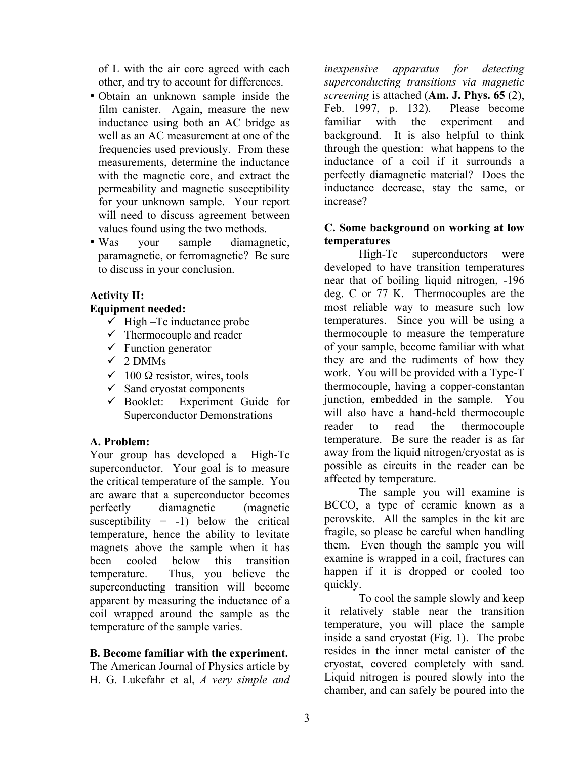of L with the air core agreed with each other, and try to account for differences.

- Obtain an unknown sample inside the film canister. Again, measure the new inductance using both an AC bridge as well as an AC measurement at one of the frequencies used previously. From these measurements, determine the inductance with the magnetic core, and extract the permeability and magnetic susceptibility for your unknown sample. Your report will need to discuss agreement between values found using the two methods.
- Was your sample diamagnetic, paramagnetic, or ferromagnetic? Be sure to discuss in your conclusion.

**Activity II:**

**Equipment needed:**

- ✓ High –Tc inductance probe
- ✓ Thermocouple and reader
- ✓ Function generator
- ✓ 2 DMMs
- ✓ 100 Ω resistor, wires, tools
- ✓ Sand cryostat components
- ✓ Booklet: Experiment Guide for Superconductor Demonstrations

**A. Problem:**

Your group has developed a High-Tc superconductor. Your goal is to measure the critical temperature of the sample. You are aware that a superconductor becomes perfectly diamagnetic (magnetic susceptibility = -1) below the critical temperature, hence the ability to levitate magnets above the sample when it has been cooled below this transition temperature. Thus, you believe the superconducting transition will become apparent by measuring the inductance of a coil wrapped around the sample as the temperature of the sample varies.

**B. Become familiar with the experiment.**

The American Journal of Physics article by H. G. Lukefahr et al, *A very simple and inexpensive apparatus for detecting superconducting transitions via magnetic screening* is attached (**Am. J. Phys. 65** (2), Feb. 1997, p. 132). Please become familiar with the experiment and background. It is also helpful to think through the question: what happens to the inductance of a coil if it surrounds a perfectly diamagnetic material? Does the inductance decrease, stay the same, or increase?

**C. Some background on working at low temperatures**

High-Tc superconductors were developed to have transition temperatures near that of boiling liquid nitrogen, -196 deg. C or 77 K. Thermocouples are the most reliable way to measure such low temperatures. Since you will be using a thermocouple to measure the temperature of your sample, become familiar with what they are and the rudiments of how they work. You will be provided with a Type-T thermocouple, having a copper-constantan junction, embedded in the sample. You will also have a hand-held thermocouple reader to read the thermocouple temperature. Be sure the reader is as far away from the liquid nitrogen/cryostat as is possible as circuits in the reader can be affected by temperature.

The sample you will examine is BCCO, a type of ceramic known as a perovskite. All the samples in the kit are fragile, so please be careful when handling them. Even though the sample you will examine is wrapped in a coil, fractures can happen if it is dropped or cooled too quickly.

To cool the sample slowly and keep it relatively stable near the transition temperature, you will place the sample inside a sand cryostat (Fig. 1). The probe resides in the inner metal canister of the cryostat, covered completely with sand. Liquid nitrogen is poured slowly into the chamber, and can safely be poured into the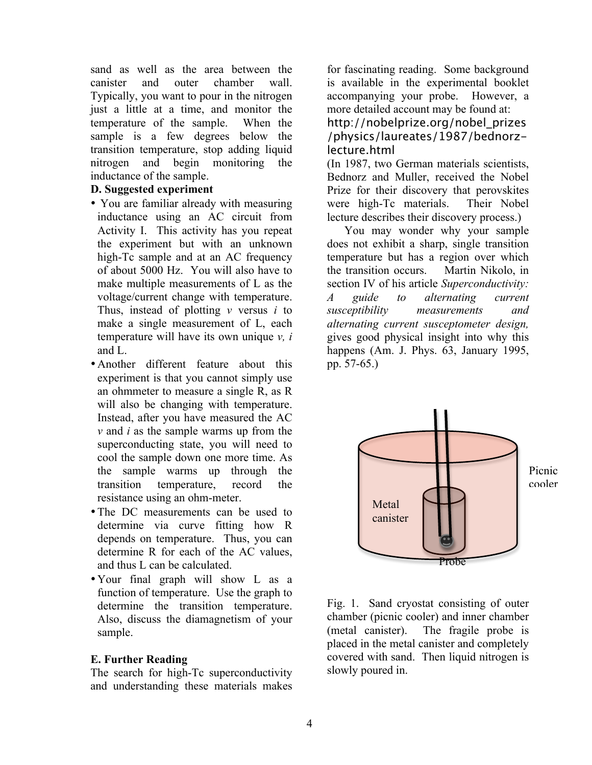sand as well as the area between the canister and outer chamber wall. Typically, you want to pour in the nitrogen just a little at a time, and monitor the temperature of the sample. When the sample is a few degrees below the transition temperature, stop adding liquid nitrogen and begin monitoring the inductance of the sample.

**D. Suggested experiment**

- You are familiar already with measuring inductance using an AC circuit from Activity I. This activity has you repeat the experiment but with an unknown high-Tc sample and at an AC frequency of about 5000 Hz. You will also have to make multiple measurements of L as the voltage/current change with temperature. Thus, instead of plotting *v* versus *i* to make a single measurement of L, each temperature will have its own unique *v, i* and L.
- Another different feature about this experiment is that you cannot simply use an ohmmeter to measure a single R, as R will also be changing with temperature. Instead, after you have measured the AC *v* and *i* as the sample warms up from the superconducting state, you will need to cool the sample down one more time. As the sample warms up through the transition temperature, record the resistance using an ohm-meter.
- The DC measurements can be used to determine via curve fitting how R depends on temperature. Thus, you can determine R for each of the AC values, and thus L can be calculated.
- Your final graph will show L as a function of temperature. Use the graph to determine the transition temperature. Also, discuss the diamagnetism of your sample.

**E. Further Reading**

The search for high-Tc superconductivity and understanding these materials makes for fascinating reading. Some background is available in the experimental booklet accompanying your probe. However, a more detailed account may be found at:
http://nobelprize.org/nobel_prizes/physics/laureates/1987/bednorz-lecture.html
(In 1987, two German materials scientists, Bednorz and Muller, received the Nobel Prize for their discovery that perovskites were high-Tc materials. Their Nobel lecture describes their discovery process.)

You may wonder why your sample does not exhibit a sharp, single transition temperature but has a region over which the transition occurs. Martin Nikolo, in section IV of his article *Superconductivity: A guide to alternating current susceptibility measurements and alternating current susceptometer design,* gives good physical insight into why this happens (Am. J. Phys. 63, January 1995, pp. 57-65.)

Fig. 1. Sand cryostat consisting of outer chamber (picnic cooler) and inner chamber (metal canister). The fragile probe is placed in the metal canister and completely covered with sand. Then liquid nitrogen is slowly poured in.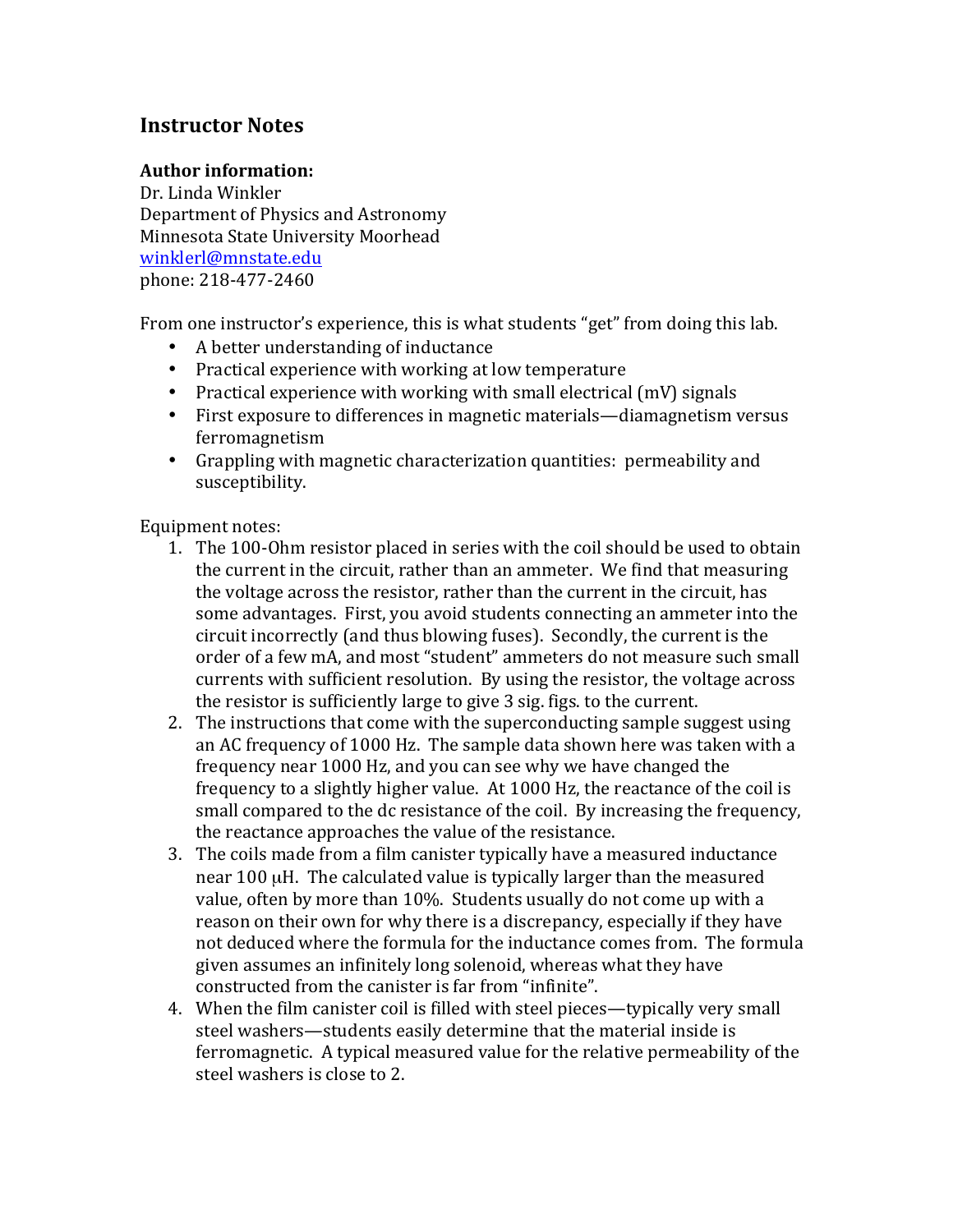## Instructor Notes

**Author information:**
Dr. Linda Winkler
Department of Physics and Astronomy
Minnesota State University Moorhead
winklerl@mnstate.edu
phone: 218-477-2460

From one instructor's experience, this is what students "get" from doing this lab.

- A better understanding of inductance
- Practical experience with working at low temperature
- Practical experience with working with small electrical (mV) signals
- First exposure to differences in magnetic materials—diamagnetism versus ferromagnetism
- Grappling with magnetic characterization quantities: permeability and susceptibility.

Equipment notes:

1. The 100-Ohm resistor placed in series with the coil should be used to obtain the current in the circuit, rather than an ammeter. We find that measuring the voltage across the resistor, rather than the current in the circuit, has some advantages. First, you avoid students connecting an ammeter into the circuit incorrectly (and thus blowing fuses). Secondly, the current is the order of a few mA, and most "student" ammeters do not measure such small currents with sufficient resolution. By using the resistor, the voltage across the resistor is sufficiently large to give 3 sig. figs. to the current.
2. The instructions that come with the superconducting sample suggest using an AC frequency of 1000 Hz. The sample data shown here was taken with a frequency near 1000 Hz, and you can see why we have changed the frequency to a slightly higher value. At 1000 Hz, the reactance of the coil is small compared to the dc resistance of the coil. By increasing the frequency, the reactance approaches the value of the resistance.
3. The coils made from a film canister typically have a measured inductance near 100 $\mu$H. The calculated value is typically larger than the measured value, often by more than 10%. Students usually do not come up with a reason on their own for why there is a discrepancy, especially if they have not deduced where the formula for the inductance comes from. The formula given assumes an infinitely long solenoid, whereas what they have constructed from the canister is far from "infinite".
4. When the film canister coil is filled with steel pieces—typically very small steel washers—students easily determine that the material inside is ferromagnetic. A typical measured value for the relative permeability of the steel washers is close to 2.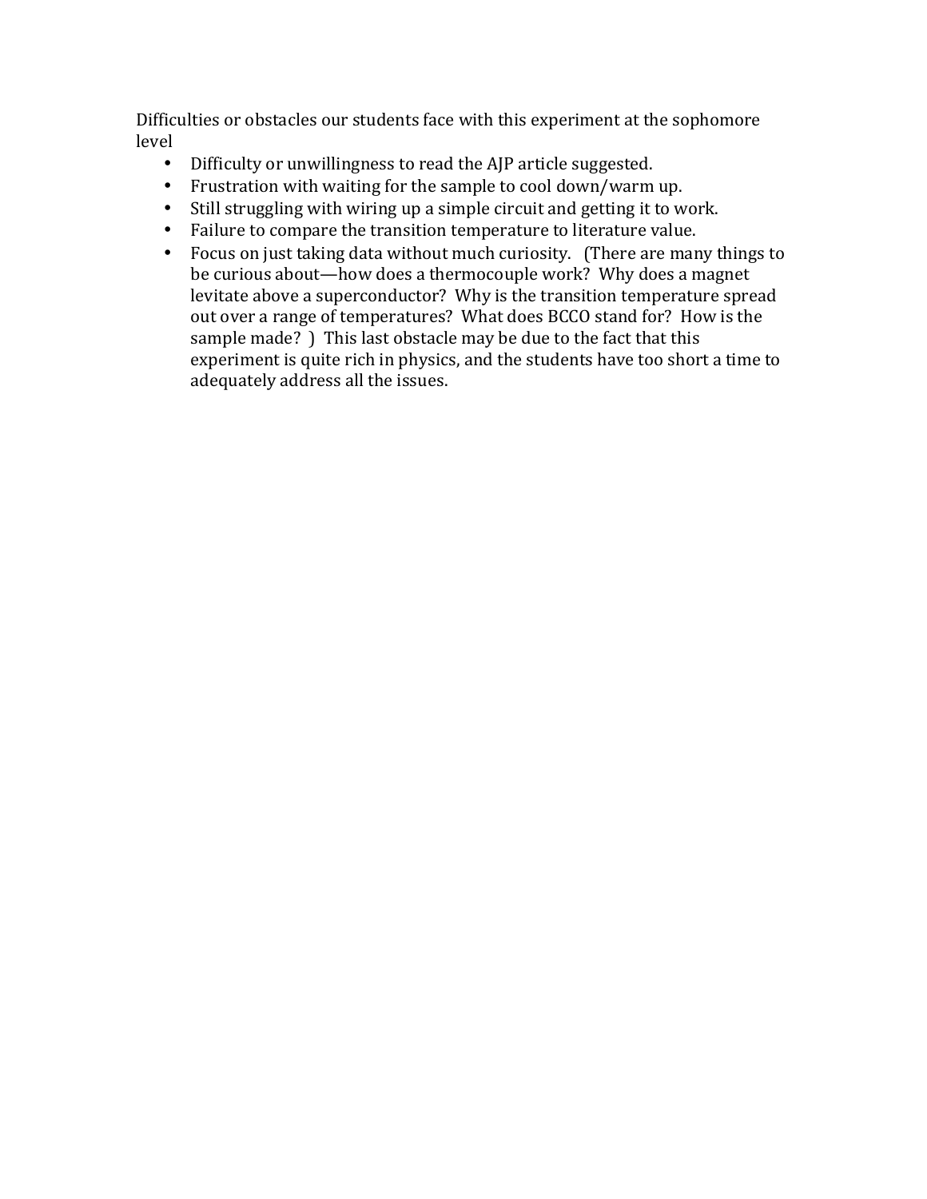Difficulties or obstacles our students face with this experiment at the sophomore level

- Difficulty or unwillingness to read the AJP article suggested.
- Frustration with waiting for the sample to cool down/warm up.
- Still struggling with wiring up a simple circuit and getting it to work.
- Failure to compare the transition temperature to literature value.
- Focus on just taking data without much curiosity. (There are many things to be curious about—how does a thermocouple work? Why does a magnet levitate above a superconductor? Why is the transition temperature spread out over a range of temperatures? What does BCCO stand for? How is the sample made? ) This last obstacle may be due to the fact that this experiment is quite rich in physics, and the students have too short a time to adequately address all the issues.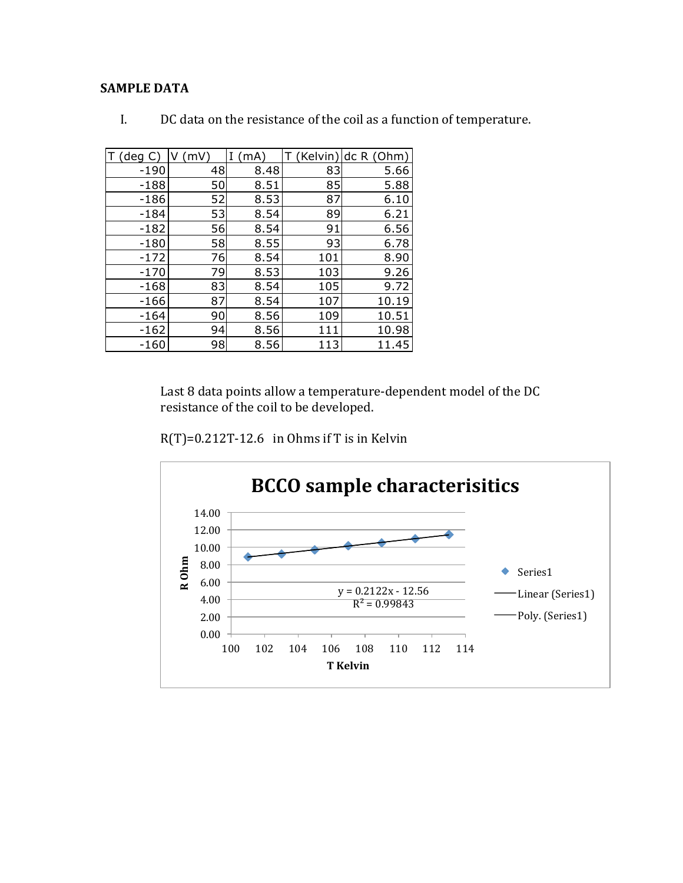**SAMPLE DATA**

I. DC data on the resistance of the coil as a function of temperature.

| T (deg C) | V (mV) | I (mA) | T (Kelvin) | dc R (Ohm) |
|---|---|---|---|---|
| -190 | 48 | 8.48 | 83 | 5.66 |
| -188 | 50 | 8.51 | 85 | 5.88 |
| -186 | 52 | 8.53 | 87 | 6.10 |
| -184 | 53 | 8.54 | 89 | 6.21 |
| -182 | 56 | 8.54 | 91 | 6.56 |
| -180 | 58 | 8.55 | 93 | 6.78 |
| -172 | 76 | 8.54 | 101 | 8.90 |
| -170 | 79 | 8.53 | 103 | 9.26 |
| -168 | 83 | 8.54 | 105 | 9.72 |
| -166 | 87 | 8.54 | 107 | 10.19 |
| -164 | 90 | 8.56 | 109 | 10.51 |
| -162 | 94 | 8.56 | 111 | 10.98 |
| -160 | 98 | 8.56 | 113 | 11.45 |

Last 8 data points allow a temperature-dependent model of the DC resistance of the coil to be developed.

$R(T)=0.212T-12.6$ in Ohms if T is in Kelvin

**BCCO sample characterisitics**

$y = 0.2122x - 12.56$

$R^2 = 0.99843$

R Ohm vs. T Kelvin — Series1, Linear (Series1), Poly. (Series1)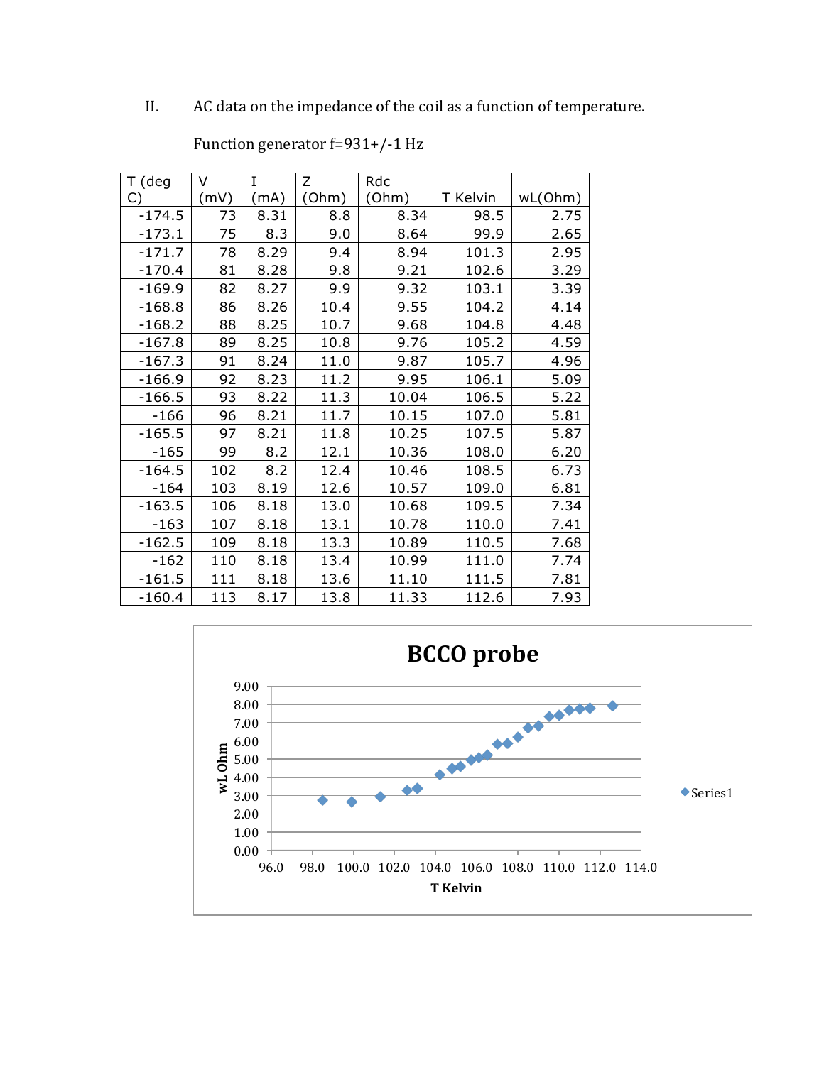II. AC data on the impedance of the coil as a function of temperature.

Function generator f=931+/-1 Hz

| T (deg C) | V (mV) | I (mA) | Z (Ohm) | Rdc (Ohm) | T Kelvin | wL(Ohm) |
|---|---|---|---|---|---|---|
| -174.5 | 73 | 8.31 | 8.8 | 8.34 | 98.5 | 2.75 |
| -173.1 | 75 | 8.3 | 9.0 | 8.64 | 99.9 | 2.65 |
| -171.7 | 78 | 8.29 | 9.4 | 8.94 | 101.3 | 2.95 |
| -170.4 | 81 | 8.28 | 9.8 | 9.21 | 102.6 | 3.29 |
| -169.9 | 82 | 8.27 | 9.9 | 9.32 | 103.1 | 3.39 |
| -168.8 | 86 | 8.26 | 10.4 | 9.55 | 104.2 | 4.14 |
| -168.2 | 88 | 8.25 | 10.7 | 9.68 | 104.8 | 4.48 |
| -167.8 | 89 | 8.25 | 10.8 | 9.76 | 105.2 | 4.59 |
| -167.3 | 91 | 8.24 | 11.0 | 9.87 | 105.7 | 4.96 |
| -166.9 | 92 | 8.23 | 11.2 | 9.95 | 106.1 | 5.09 |
| -166.5 | 93 | 8.22 | 11.3 | 10.04 | 106.5 | 5.22 |
| -166 | 96 | 8.21 | 11.7 | 10.15 | 107.0 | 5.81 |
| -165.5 | 97 | 8.21 | 11.8 | 10.25 | 107.5 | 5.87 |
| -165 | 99 | 8.2 | 12.1 | 10.36 | 108.0 | 6.20 |
| -164.5 | 102 | 8.2 | 12.4 | 10.46 | 108.5 | 6.73 |
| -164 | 103 | 8.19 | 12.6 | 10.57 | 109.0 | 6.81 |
| -163.5 | 106 | 8.18 | 13.0 | 10.68 | 109.5 | 7.34 |
| -163 | 107 | 8.18 | 13.1 | 10.78 | 110.0 | 7.41 |
| -162.5 | 109 | 8.18 | 13.3 | 10.89 | 110.5 | 7.68 |
| -162 | 110 | 8.18 | 13.4 | 10.99 | 111.0 | 7.74 |
| -161.5 | 111 | 8.18 | 13.6 | 11.10 | 111.5 | 7.81 |
| -160.4 | 113 | 8.17 | 13.8 | 11.33 | 112.6 | 7.93 |

BCCO probe

wL Ohm

9.00
8.00
7.00
6.00
5.00
4.00
3.00
2.00
1.00
0.00

96.0 98.0 100.0 102.0 104.0 106.0 108.0 110.0 112.0 114.0

T Kelvin

Series1